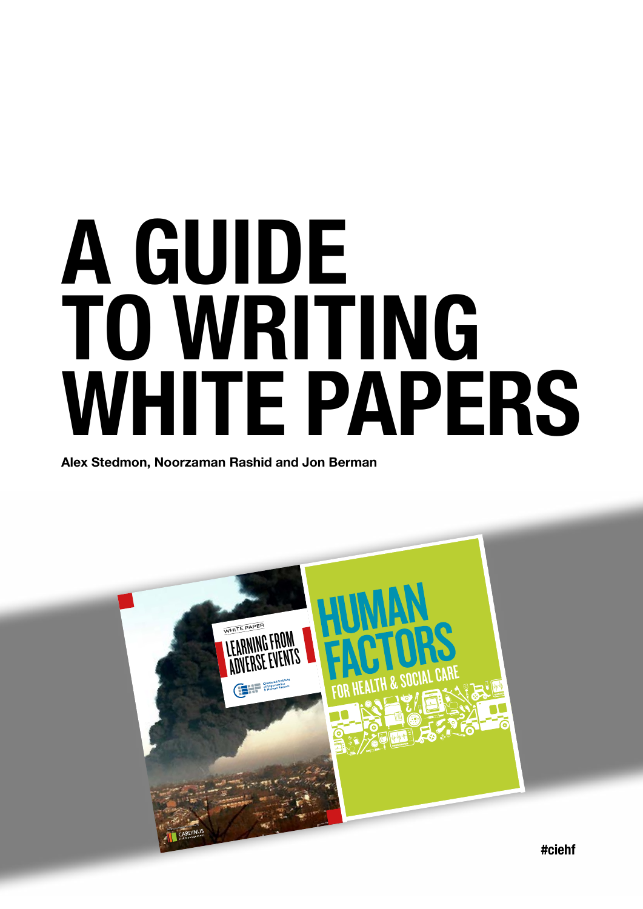# A GUIDE TO WRITING WHITE PAPERS

**Alex Stedmon, Noorzaman Rashid and Jon Berman**

#ciehf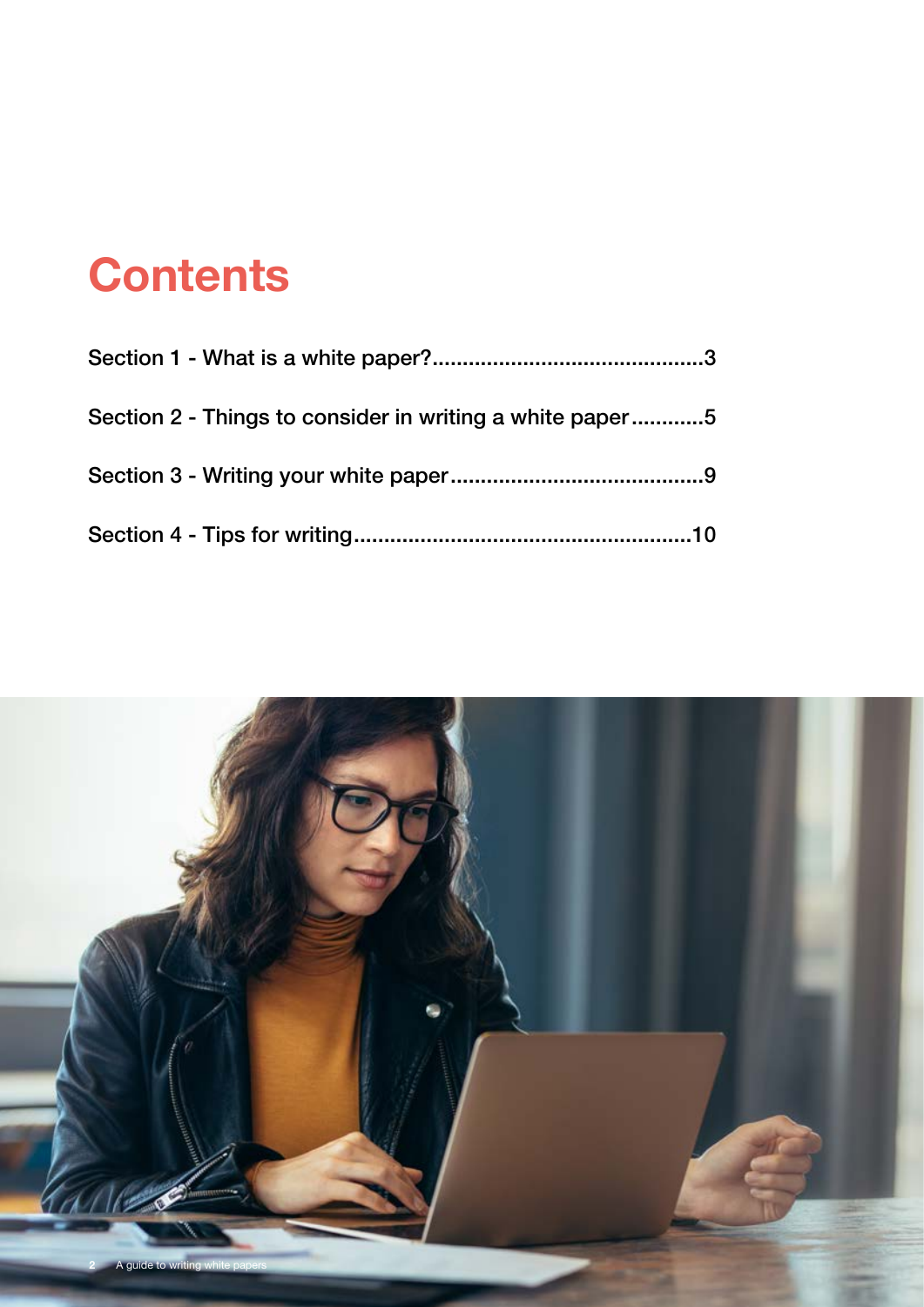# Contents

Section 1 - What is a white paper?............................................3

Section 2 - Things to consider in writing a white paper............5

Section 3 - Writing your white paper..........................................9

Section 4 - Tips for writing.......................................................10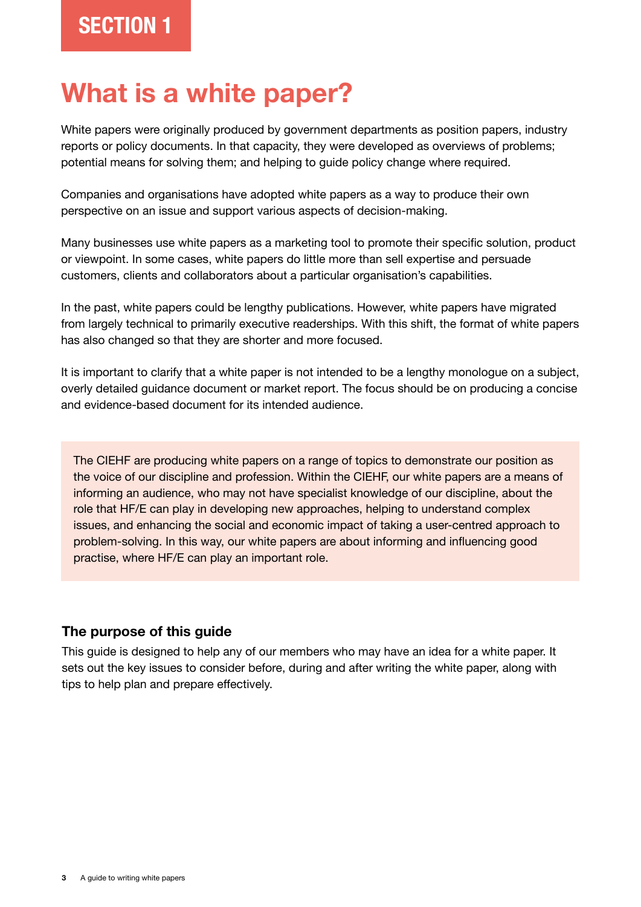## SECTION 1

# What is a white paper?

White papers were originally produced by government departments as position papers, industry reports or policy documents. In that capacity, they were developed as overviews of problems; potential means for solving them; and helping to guide policy change where required.

Companies and organisations have adopted white papers as a way to produce their own perspective on an issue and support various aspects of decision-making.

Many businesses use white papers as a marketing tool to promote their specific solution, product or viewpoint. In some cases, white papers do little more than sell expertise and persuade customers, clients and collaborators about a particular organisation's capabilities.

In the past, white papers could be lengthy publications. However, white papers have migrated from largely technical to primarily executive readerships. With this shift, the format of white papers has also changed so that they are shorter and more focused.

It is important to clarify that a white paper is not intended to be a lengthy monologue on a subject, overly detailed guidance document or market report. The focus should be on producing a concise and evidence-based document for its intended audience.

The CIEHF are producing white papers on a range of topics to demonstrate our position as the voice of our discipline and profession. Within the CIEHF, our white papers are a means of informing an audience, who may not have specialist knowledge of our discipline, about the role that HF/E can play in developing new approaches, helping to understand complex issues, and enhancing the social and economic impact of taking a user-centred approach to problem-solving. In this way, our white papers are about informing and influencing good practise, where HF/E can play an important role.

### The purpose of this guide

This guide is designed to help any of our members who may have an idea for a white paper. It sets out the key issues to consider before, during and after writing the white paper, along with tips to help plan and prepare effectively.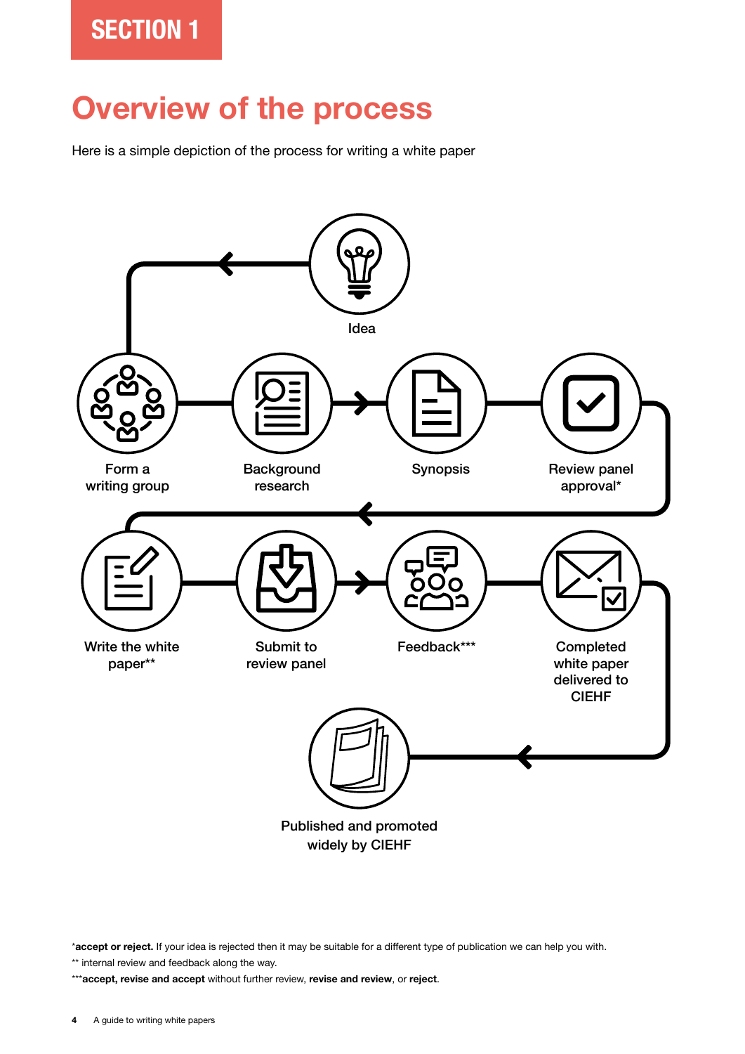SECTION 1

# Overview of the process

Here is a simple depiction of the process for writing a white paper

Idea

Form a writing group

Background research

Synopsis

Review panel approval*

Write the white paper**

Submit to review panel

Feedback***

Completed white paper delivered to CIEHF

Published and promoted widely by CIEHF

*__accept or reject.__ If your idea is rejected then it may be suitable for a different type of publication we can help you with.

** internal review and feedback along the way.

***__accept, revise and accept__ without further review, __revise and review__, or __reject__.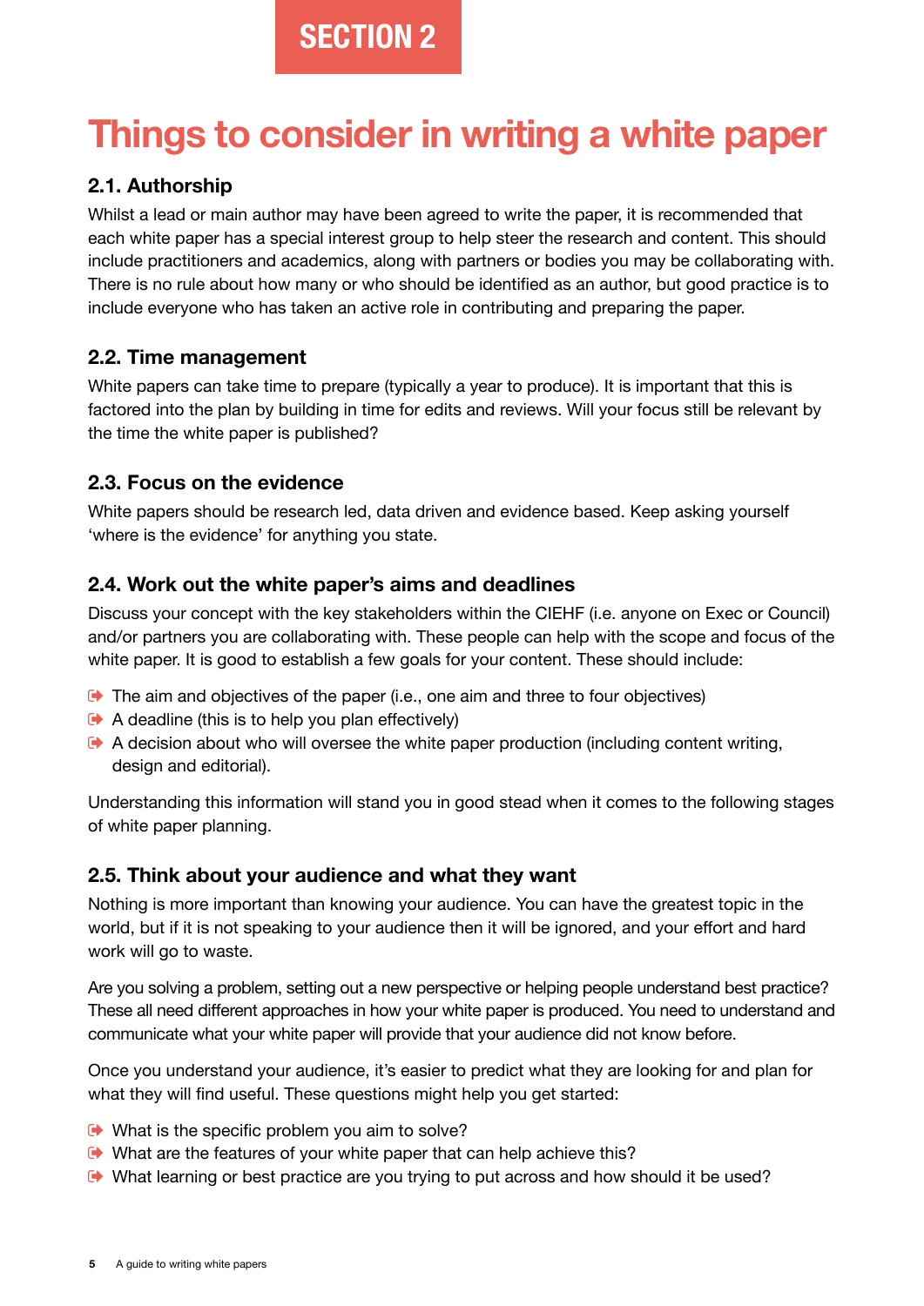SECTION 2

# Things to consider in writing a white paper

## 2.1. Authorship

Whilst a lead or main author may have been agreed to write the paper, it is recommended that each white paper has a special interest group to help steer the research and content. This should include practitioners and academics, along with partners or bodies you may be collaborating with. There is no rule about how many or who should be identified as an author, but good practice is to include everyone who has taken an active role in contributing and preparing the paper.

## 2.2. Time management

White papers can take time to prepare (typically a year to produce). It is important that this is factored into the plan by building in time for edits and reviews. Will your focus still be relevant by the time the white paper is published?

## 2.3. Focus on the evidence

White papers should be research led, data driven and evidence based. Keep asking yourself 'where is the evidence' for anything you state.

## 2.4. Work out the white paper's aims and deadlines

Discuss your concept with the key stakeholders within the CIEHF (i.e. anyone on Exec or Council) and/or partners you are collaborating with. These people can help with the scope and focus of the white paper. It is good to establish a few goals for your content. These should include:

- The aim and objectives of the paper (i.e., one aim and three to four objectives)
- A deadline (this is to help you plan effectively)
- A decision about who will oversee the white paper production (including content writing, design and editorial).

Understanding this information will stand you in good stead when it comes to the following stages of white paper planning.

## 2.5. Think about your audience and what they want

Nothing is more important than knowing your audience. You can have the greatest topic in the world, but if it is not speaking to your audience then it will be ignored, and your effort and hard work will go to waste.

Are you solving a problem, setting out a new perspective or helping people understand best practice? These all need different approaches in how your white paper is produced. You need to understand and communicate what your white paper will provide that your audience did not know before.

Once you understand your audience, it's easier to predict what they are looking for and plan for what they will find useful. These questions might help you get started:

- What is the specific problem you aim to solve?
- What are the features of your white paper that can help achieve this?
- What learning or best practice are you trying to put across and how should it be used?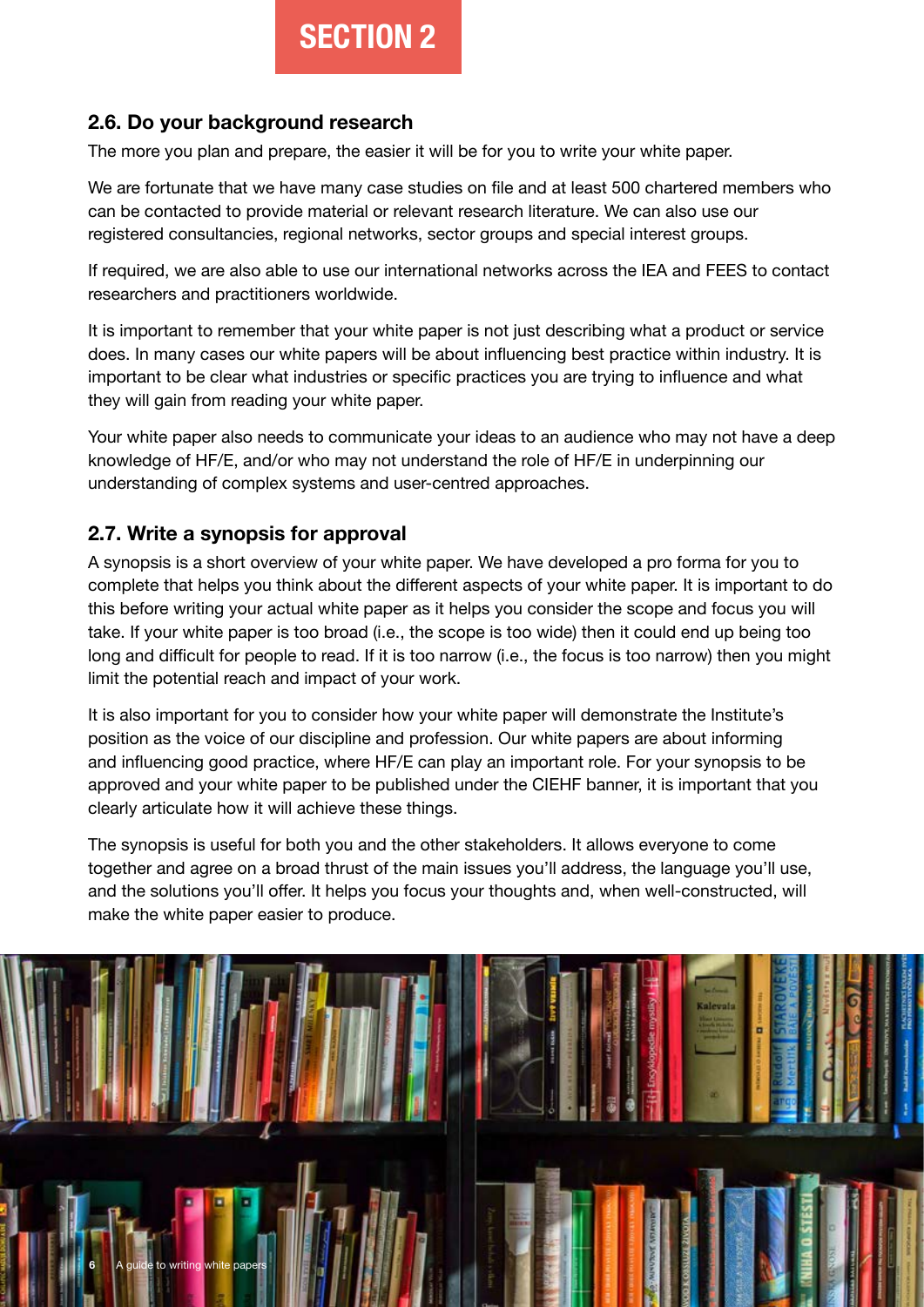# SECTION 2

## 2.6. Do your background research

The more you plan and prepare, the easier it will be for you to write your white paper.

We are fortunate that we have many case studies on file and at least 500 chartered members who can be contacted to provide material or relevant research literature. We can also use our registered consultancies, regional networks, sector groups and special interest groups.

If required, we are also able to use our international networks across the IEA and FEES to contact researchers and practitioners worldwide.

It is important to remember that your white paper is not just describing what a product or service does. In many cases our white papers will be about influencing best practice within industry. It is important to be clear what industries or specific practices you are trying to influence and what they will gain from reading your white paper.

Your white paper also needs to communicate your ideas to an audience who may not have a deep knowledge of HF/E, and/or who may not understand the role of HF/E in underpinning our understanding of complex systems and user-centred approaches.

## 2.7. Write a synopsis for approval

A synopsis is a short overview of your white paper. We have developed a pro forma for you to complete that helps you think about the different aspects of your white paper. It is important to do this before writing your actual white paper as it helps you consider the scope and focus you will take. If your white paper is too broad (i.e., the scope is too wide) then it could end up being too long and difficult for people to read. If it is too narrow (i.e., the focus is too narrow) then you might limit the potential reach and impact of your work.

It is also important for you to consider how your white paper will demonstrate the Institute's position as the voice of our discipline and profession. Our white papers are about informing and influencing good practice, where HF/E can play an important role. For your synopsis to be approved and your white paper to be published under the CIEHF banner, it is important that you clearly articulate how it will achieve these things.

The synopsis is useful for both you and the other stakeholders. It allows everyone to come together and agree on a broad thrust of the main issues you'll address, the language you'll use, and the solutions you'll offer. It helps you focus your thoughts and, when well-constructed, will make the white paper easier to produce.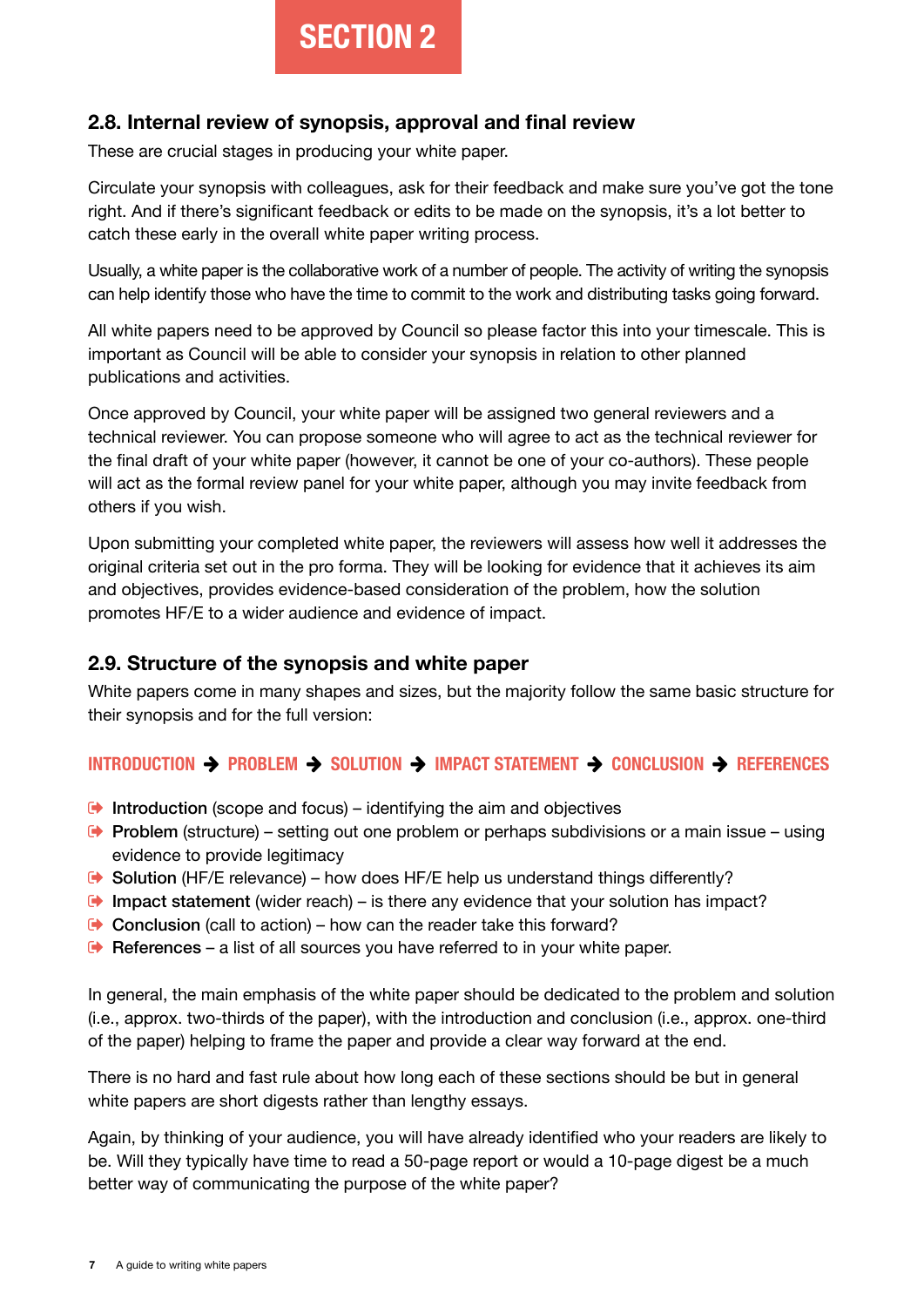**SECTION 2**

## 2.8. Internal review of synopsis, approval and final review

These are crucial stages in producing your white paper.

Circulate your synopsis with colleagues, ask for their feedback and make sure you've got the tone right. And if there's significant feedback or edits to be made on the synopsis, it's a lot better to catch these early in the overall white paper writing process.

Usually, a white paper is the collaborative work of a number of people. The activity of writing the synopsis can help identify those who have the time to commit to the work and distributing tasks going forward.

All white papers need to be approved by Council so please factor this into your timescale. This is important as Council will be able to consider your synopsis in relation to other planned publications and activities.

Once approved by Council, your white paper will be assigned two general reviewers and a technical reviewer. You can propose someone who will agree to act as the technical reviewer for the final draft of your white paper (however, it cannot be one of your co-authors). These people will act as the formal review panel for your white paper, although you may invite feedback from others if you wish.

Upon submitting your completed white paper, the reviewers will assess how well it addresses the original criteria set out in the pro forma. They will be looking for evidence that it achieves its aim and objectives, provides evidence-based consideration of the problem, how the solution promotes HF/E to a wider audience and evidence of impact.

## 2.9. Structure of the synopsis and white paper

White papers come in many shapes and sizes, but the majority follow the same basic structure for their synopsis and for the full version:

**INTRODUCTION ➔ PROBLEM ➔ SOLUTION ➔ IMPACT STATEMENT ➔ CONCLUSION ➔ REFERENCES**

- **Introduction** (scope and focus) – identifying the aim and objectives
- **Problem** (structure) – setting out one problem or perhaps subdivisions or a main issue – using evidence to provide legitimacy
- **Solution** (HF/E relevance) – how does HF/E help us understand things differently?
- **Impact statement** (wider reach) – is there any evidence that your solution has impact?
- **Conclusion** (call to action) – how can the reader take this forward?
- **References** – a list of all sources you have referred to in your white paper.

In general, the main emphasis of the white paper should be dedicated to the problem and solution (i.e., approx. two-thirds of the paper), with the introduction and conclusion (i.e., approx. one-third of the paper) helping to frame the paper and provide a clear way forward at the end.

There is no hard and fast rule about how long each of these sections should be but in general white papers are short digests rather than lengthy essays.

Again, by thinking of your audience, you will have already identified who your readers are likely to be. Will they typically have time to read a 50-page report or would a 10-page digest be a much better way of communicating the purpose of the white paper?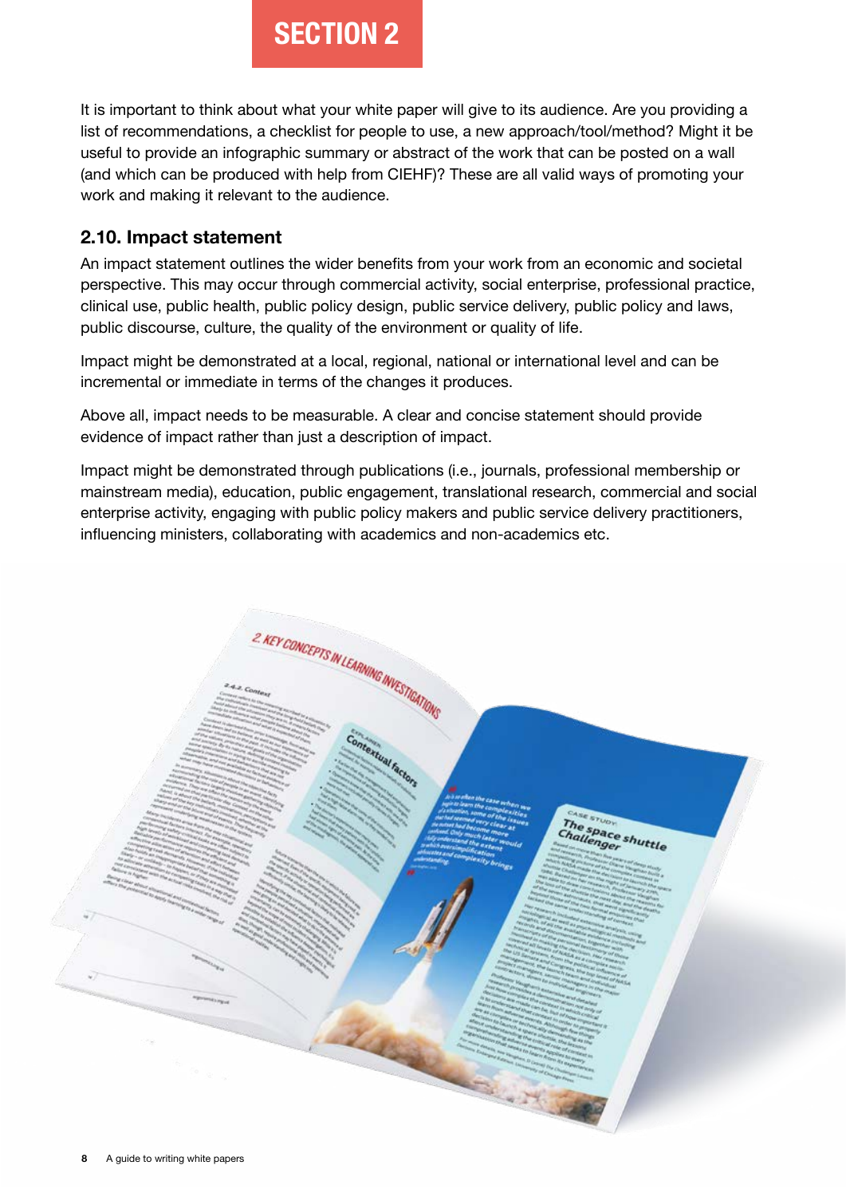# SECTION 2

It is important to think about what your white paper will give to its audience. Are you providing a list of recommendations, a checklist for people to use, a new approach/tool/method? Might it be useful to provide an infographic summary or abstract of the work that can be posted on a wall (and which can be produced with help from CIEHF)? These are all valid ways of promoting your work and making it relevant to the audience.

## 2.10. Impact statement

An impact statement outlines the wider benefits from your work from an economic and societal perspective. This may occur through commercial activity, social enterprise, professional practice, clinical use, public health, public policy design, public service delivery, public policy and laws, public discourse, culture, the quality of the environment or quality of life.

Impact might be demonstrated at a local, regional, national or international level and can be incremental or immediate in terms of the changes it produces.

Above all, impact needs to be measurable. A clear and concise statement should provide evidence of impact rather than just a description of impact.

Impact might be demonstrated through publications (i.e., journals, professional membership or mainstream media), education, public engagement, translational research, commercial and social enterprise activity, engaging with public policy makers and public service delivery practitioners, influencing ministers, collaborating with academics and non-academics etc.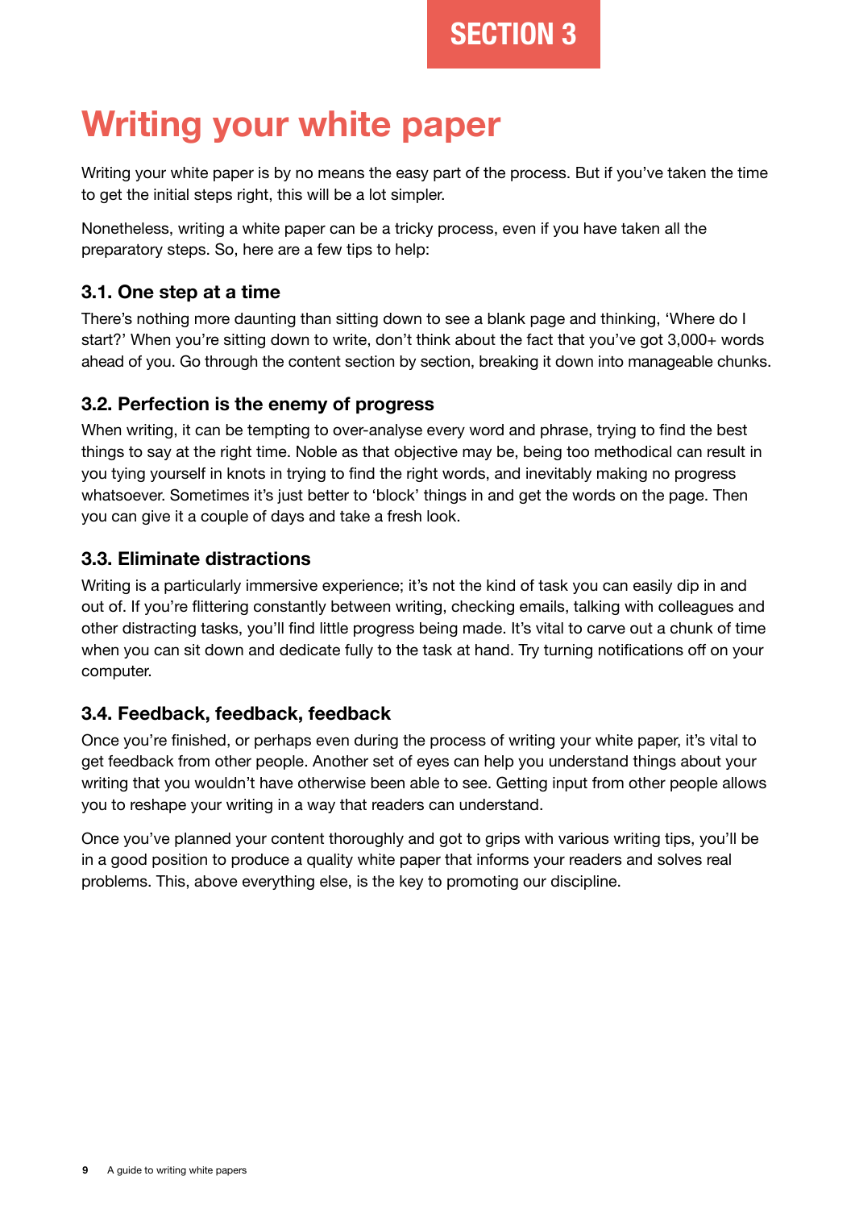SECTION 3

# Writing your white paper

Writing your white paper is by no means the easy part of the process. But if you've taken the time to get the initial steps right, this will be a lot simpler.

Nonetheless, writing a white paper can be a tricky process, even if you have taken all the preparatory steps. So, here are a few tips to help:

### 3.1. One step at a time

There's nothing more daunting than sitting down to see a blank page and thinking, 'Where do I start?' When you're sitting down to write, don't think about the fact that you've got 3,000+ words ahead of you. Go through the content section by section, breaking it down into manageable chunks.

### 3.2. Perfection is the enemy of progress

When writing, it can be tempting to over-analyse every word and phrase, trying to find the best things to say at the right time. Noble as that objective may be, being too methodical can result in you tying yourself in knots in trying to find the right words, and inevitably making no progress whatsoever. Sometimes it's just better to 'block' things in and get the words on the page. Then you can give it a couple of days and take a fresh look.

### 3.3. Eliminate distractions

Writing is a particularly immersive experience; it's not the kind of task you can easily dip in and out of. If you're flittering constantly between writing, checking emails, talking with colleagues and other distracting tasks, you'll find little progress being made. It's vital to carve out a chunk of time when you can sit down and dedicate fully to the task at hand. Try turning notifications off on your computer.

### 3.4. Feedback, feedback, feedback

Once you're finished, or perhaps even during the process of writing your white paper, it's vital to get feedback from other people. Another set of eyes can help you understand things about your writing that you wouldn't have otherwise been able to see. Getting input from other people allows you to reshape your writing in a way that readers can understand.

Once you've planned your content thoroughly and got to grips with various writing tips, you'll be in a good position to produce a quality white paper that informs your readers and solves real problems. This, above everything else, is the key to promoting our discipline.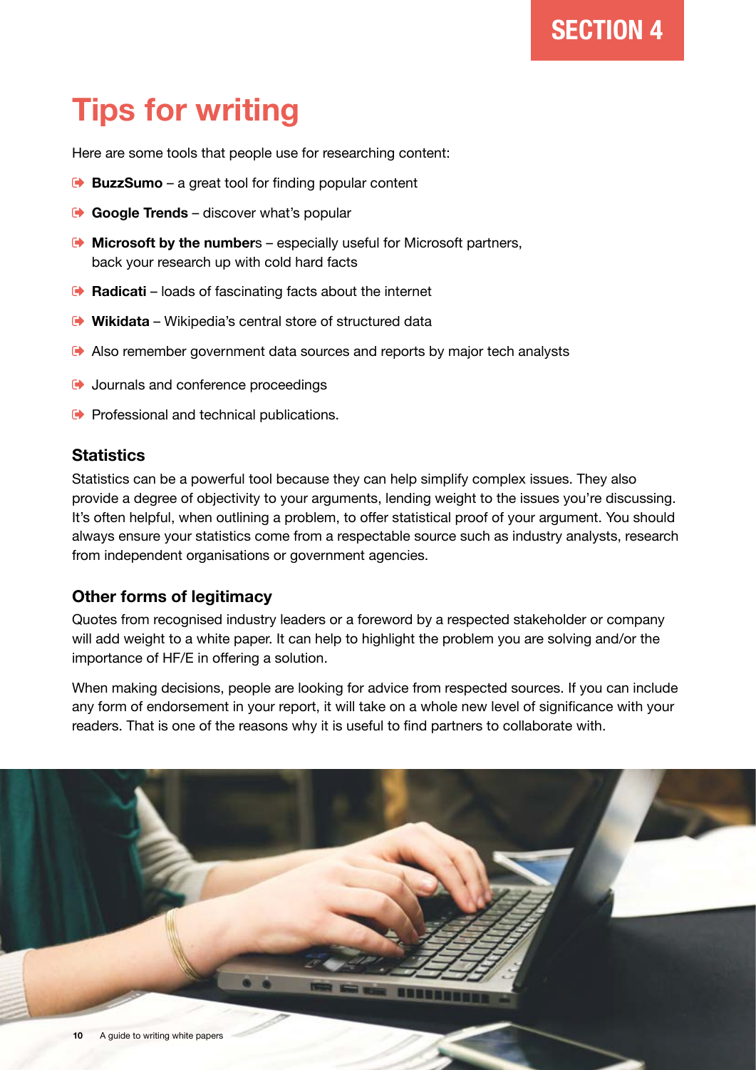SECTION 4

# Tips for writing

Here are some tools that people use for researching content:

- **BuzzSumo** – a great tool for finding popular content
- **Google Trends** – discover what's popular
- **Microsoft by the number**s – especially useful for Microsoft partners, back your research up with cold hard facts
- **Radicati** – loads of fascinating facts about the internet
- **Wikidata** – Wikipedia's central store of structured data
- Also remember government data sources and reports by major tech analysts
- Journals and conference proceedings
- Professional and technical publications.

## Statistics

Statistics can be a powerful tool because they can help simplify complex issues. They also provide a degree of objectivity to your arguments, lending weight to the issues you're discussing. It's often helpful, when outlining a problem, to offer statistical proof of your argument. You should always ensure your statistics come from a respectable source such as industry analysts, research from independent organisations or government agencies.

## Other forms of legitimacy

Quotes from recognised industry leaders or a foreword by a respected stakeholder or company will add weight to a white paper. It can help to highlight the problem you are solving and/or the importance of HF/E in offering a solution.

When making decisions, people are looking for advice from respected sources. If you can include any form of endorsement in your report, it will take on a whole new level of significance with your readers. That is one of the reasons why it is useful to find partners to collaborate with.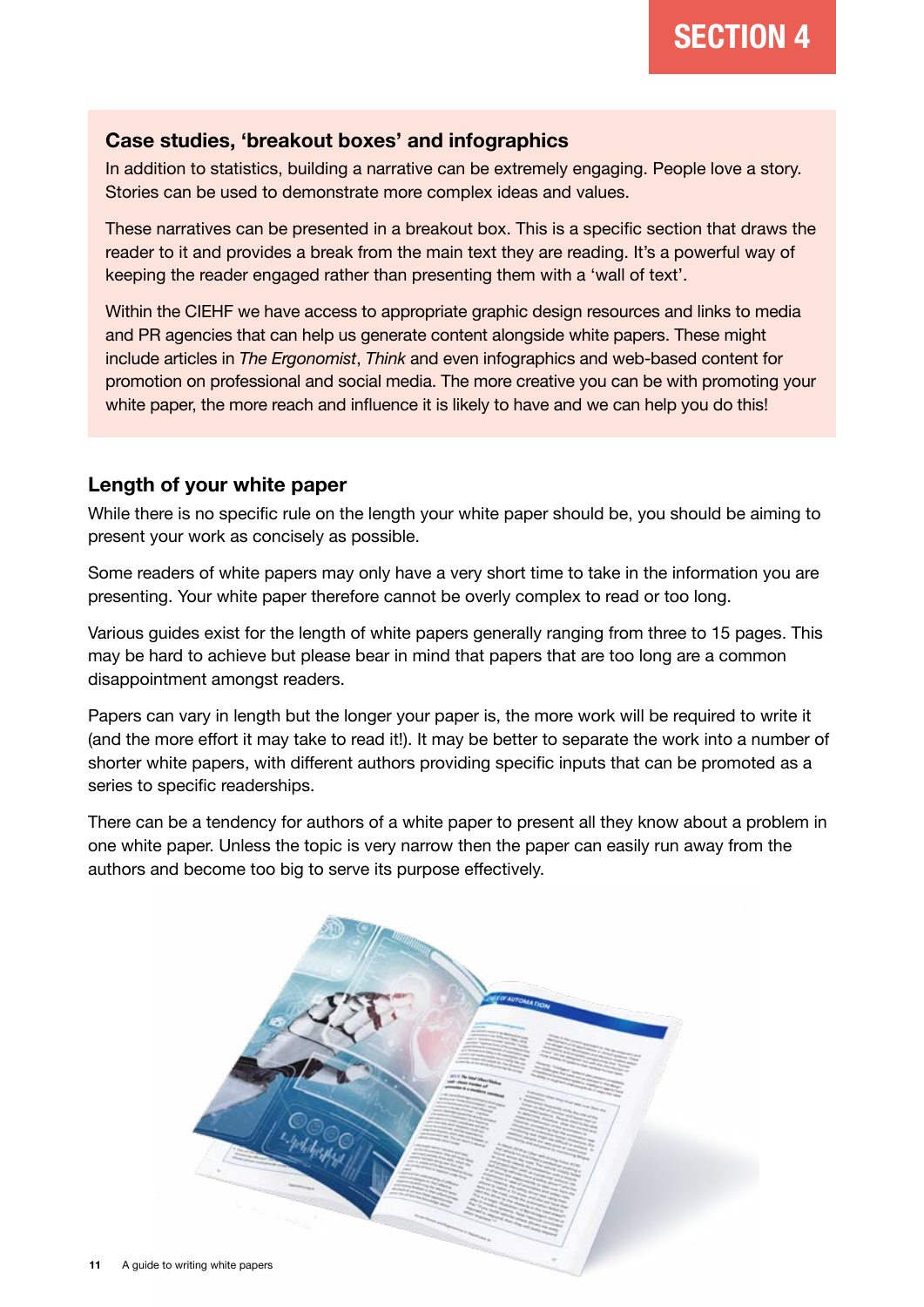## Case studies, 'breakout boxes' and infographics

In addition to statistics, building a narrative can be extremely engaging. People love a story. Stories can be used to demonstrate more complex ideas and values.

These narratives can be presented in a breakout box. This is a specific section that draws the reader to it and provides a break from the main text they are reading. It's a powerful way of keeping the reader engaged rather than presenting them with a 'wall of text'.

Within the CIEHF we have access to appropriate graphic design resources and links to media and PR agencies that can help us generate content alongside white papers. These might include articles in *The Ergonomist*, *Think* and even infographics and web-based content for promotion on professional and social media. The more creative you can be with promoting your white paper, the more reach and influence it is likely to have and we can help you do this!

## Length of your white paper

While there is no specific rule on the length your white paper should be, you should be aiming to present your work as concisely as possible.

Some readers of white papers may only have a very short time to take in the information you are presenting. Your white paper therefore cannot be overly complex to read or too long.

Various guides exist for the length of white papers generally ranging from three to 15 pages. This may be hard to achieve but please bear in mind that papers that are too long are a common disappointment amongst readers.

Papers can vary in length but the longer your paper is, the more work will be required to write it (and the more effort it may take to read it!). It may be better to separate the work into a number of shorter white papers, with different authors providing specific inputs that can be promoted as a series to specific readerships.

There can be a tendency for authors of a white paper to present all they know about a problem in one white paper. Unless the topic is very narrow then the paper can easily run away from the authors and become too big to serve its purpose effectively.